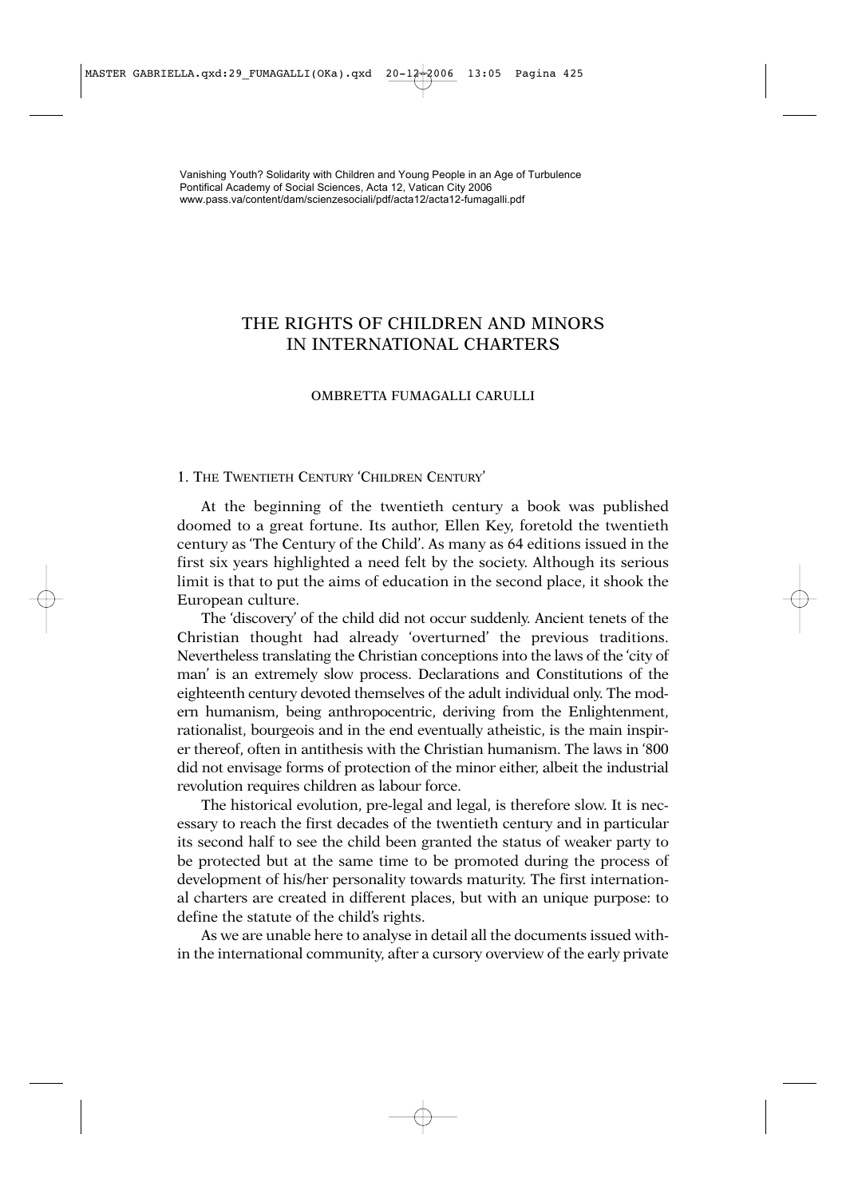Vanishing Youth? Solidarity with Children and Young People in an Age of Turbulence
Pontifical Academy of Social Sciences, Acta 12, Vatican City 2006
www.pass.va/content/dam/scienzesociali/pdf/acta12/acta12-fumagalli.pdf

# THE RIGHTS OF CHILDREN AND MINORS IN INTERNATIONAL CHARTERS

OMBRETTA FUMAGALLI CARULLI

## 1. THE TWENTIETH CENTURY 'CHILDREN CENTURY'

At the beginning of the twentieth century a book was published doomed to a great fortune. Its author, Ellen Key, foretold the twentieth century as 'The Century of the Child'. As many as 64 editions issued in the first six years highlighted a need felt by the society. Although its serious limit is that to put the aims of education in the second place, it shook the European culture.

The 'discovery' of the child did not occur suddenly. Ancient tenets of the Christian thought had already 'overturned' the previous traditions. Nevertheless translating the Christian conceptions into the laws of the 'city of man' is an extremely slow process. Declarations and Constitutions of the eighteenth century devoted themselves of the adult individual only. The modern humanism, being anthropocentric, deriving from the Enlightenment, rationalist, bourgeois and in the end eventually atheistic, is the main inspirer thereof, often in antithesis with the Christian humanism. The laws in '800 did not envisage forms of protection of the minor either, albeit the industrial revolution requires children as labour force.

The historical evolution, pre-legal and legal, is therefore slow. It is necessary to reach the first decades of the twentieth century and in particular its second half to see the child been granted the status of weaker party to be protected but at the same time to be promoted during the process of development of his/her personality towards maturity. The first international charters are created in different places, but with an unique purpose: to define the statute of the child's rights.

As we are unable here to analyse in detail all the documents issued within the international community, after a cursory overview of the early private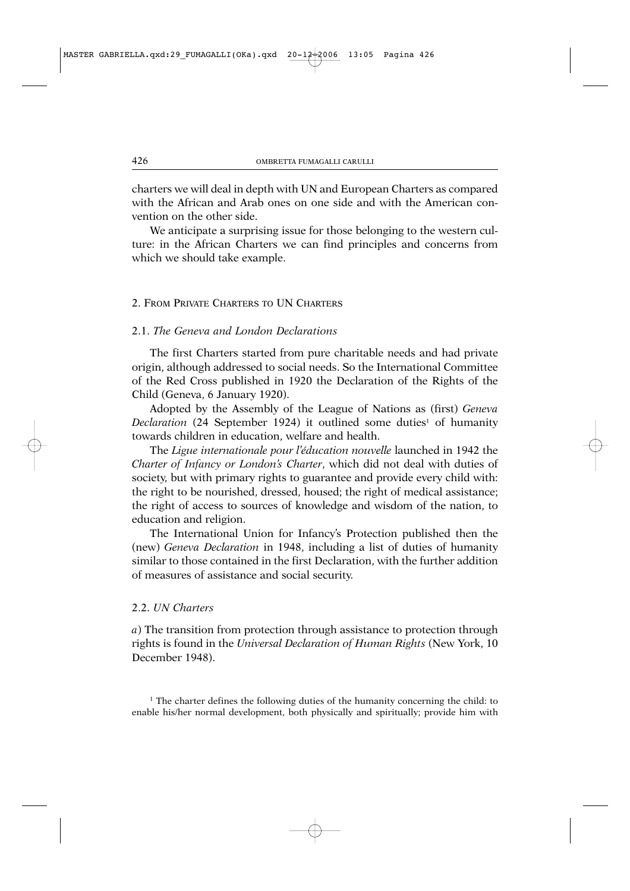charters we will deal in depth with UN and European Charters as compared with the African and Arab ones on one side and with the American convention on the other side.

We anticipate a surprising issue for those belonging to the western culture: in the African Charters we can find principles and concerns from which we should take example.

## 2. From Private Charters to UN Charters

### 2.1. *The Geneva and London Declarations*

The first Charters started from pure charitable needs and had private origin, although addressed to social needs. So the International Committee of the Red Cross published in 1920 the Declaration of the Rights of the Child (Geneva, 6 January 1920).

Adopted by the Assembly of the League of Nations as (first) *Geneva Declaration* (24 September 1924) it outlined some duties[1] of humanity towards children in education, welfare and health.

The *Ligue internationale pour l'éducation nouvelle* launched in 1942 the *Charter of Infancy or London's Charter*, which did not deal with duties of society, but with primary rights to guarantee and provide every child with: the right to be nourished, dressed, housed; the right of medical assistance; the right of access to sources of knowledge and wisdom of the nation, to education and religion.

The International Union for Infancy's Protection published then the (new) *Geneva Declaration* in 1948, including a list of duties of humanity similar to those contained in the first Declaration, with the further addition of measures of assistance and social security.

### 2.2. *UN Charters*

*a*) The transition from protection through assistance to protection through rights is found in the *Universal Declaration of Human Rights* (New York, 10 December 1948).

[1] The charter defines the following duties of the humanity concerning the child: to enable his/her normal development, both physically and spiritually; provide him with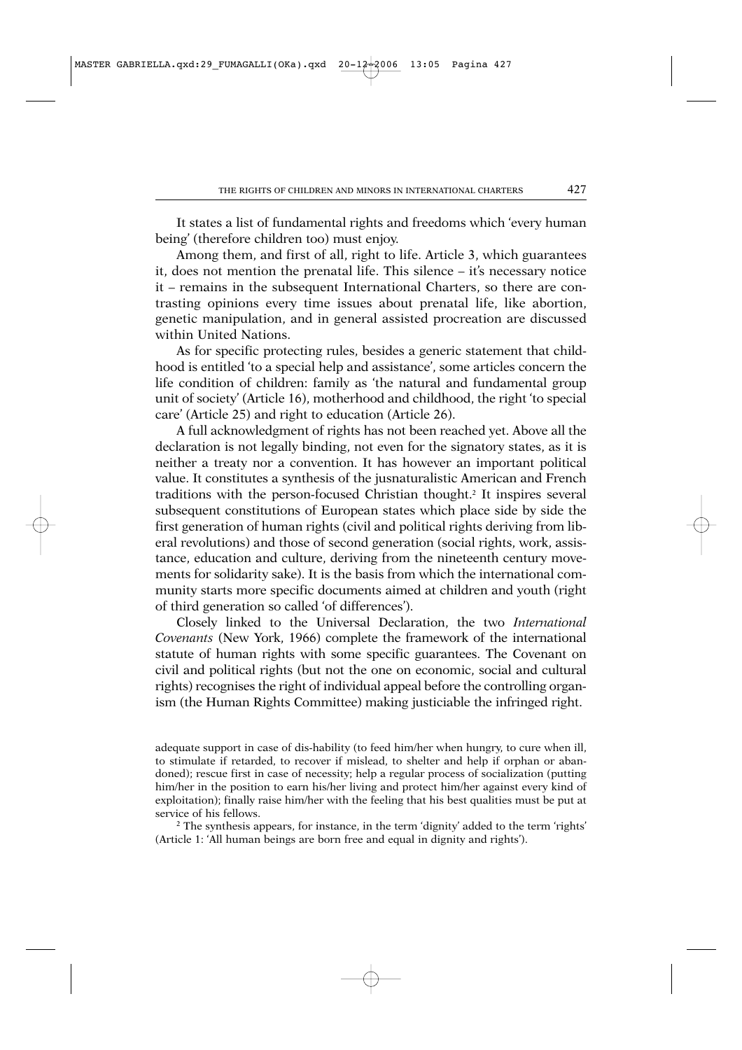It states a list of fundamental rights and freedoms which 'every human being' (therefore children too) must enjoy.

Among them, and first of all, right to life. Article 3, which guarantees it, does not mention the prenatal life. This silence – it's necessary notice it – remains in the subsequent International Charters, so there are contrasting opinions every time issues about prenatal life, like abortion, genetic manipulation, and in general assisted procreation are discussed within United Nations.

As for specific protecting rules, besides a generic statement that childhood is entitled 'to a special help and assistance', some articles concern the life condition of children: family as 'the natural and fundamental group unit of society' (Article 16), motherhood and childhood, the right 'to special care' (Article 25) and right to education (Article 26).

A full acknowledgment of rights has not been reached yet. Above all the declaration is not legally binding, not even for the signatory states, as it is neither a treaty nor a convention. It has however an important political value. It constitutes a synthesis of the jusnaturalistic American and French traditions with the person-focused Christian thought.[2] It inspires several subsequent constitutions of European states which place side by side the first generation of human rights (civil and political rights deriving from liberal revolutions) and those of second generation (social rights, work, assistance, education and culture, deriving from the nineteenth century movements for solidarity sake). It is the basis from which the international community starts more specific documents aimed at children and youth (right of third generation so called 'of differences').

Closely linked to the Universal Declaration, the two *International Covenants* (New York, 1966) complete the framework of the international statute of human rights with some specific guarantees. The Covenant on civil and political rights (but not the one on economic, social and cultural rights) recognises the right of individual appeal before the controlling organism (the Human Rights Committee) making justiciable the infringed right.

---

adequate support in case of dis-hability (to feed him/her when hungry, to cure when ill, to stimulate if retarded, to recover if mislead, to shelter and help if orphan or abandoned); rescue first in case of necessity; help a regular process of socialization (putting him/her in the position to earn his/her living and protect him/her against every kind of exploitation); finally raise him/her with the feeling that his best qualities must be put at service of his fellows.

[2] The synthesis appears, for instance, in the term 'dignity' added to the term 'rights' (Article 1: 'All human beings are born free and equal in dignity and rights').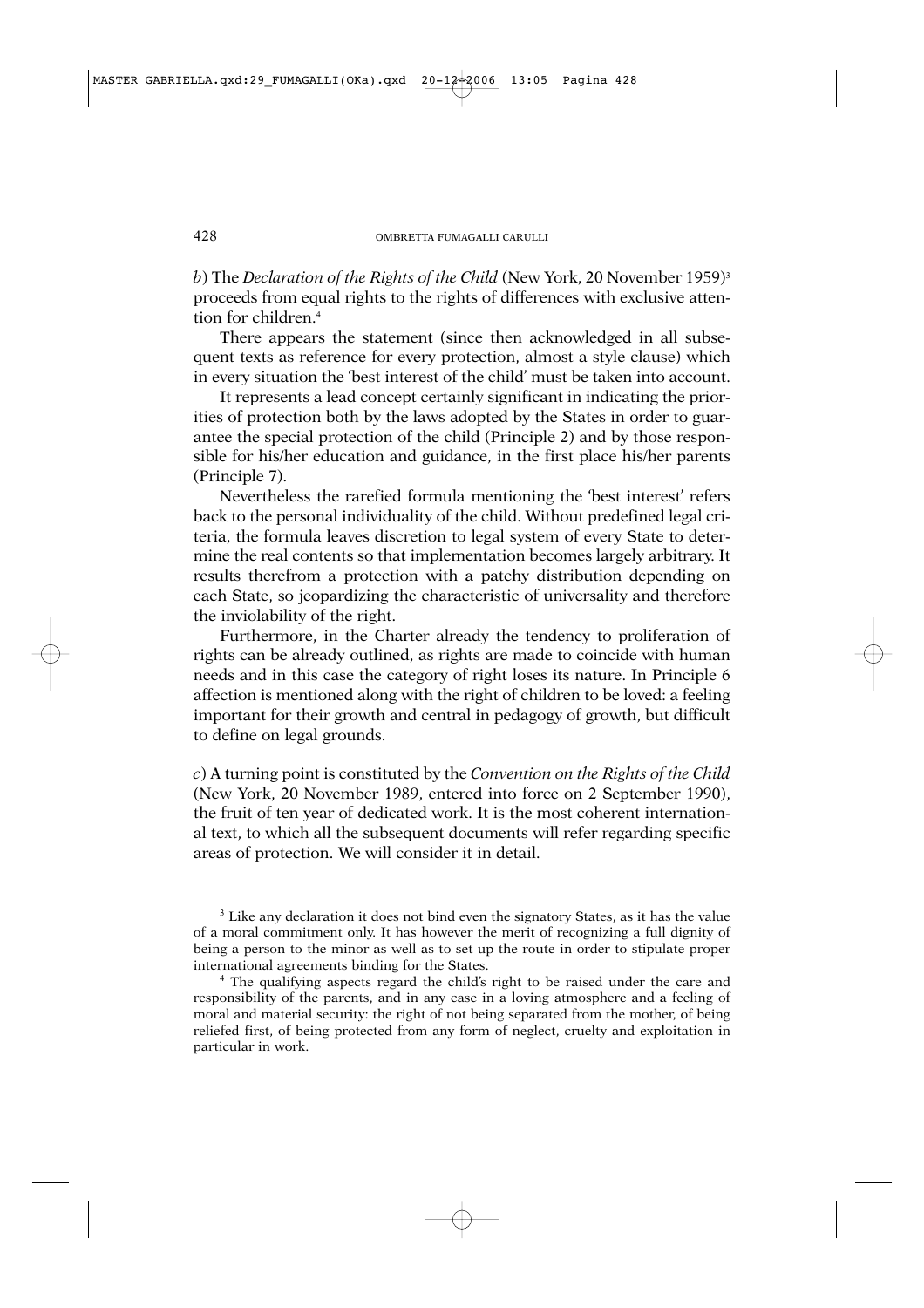*b*) The *Declaration of the Rights of the Child* (New York, 20 November 1959)[3] proceeds from equal rights to the rights of differences with exclusive attention for children.[4]

There appears the statement (since then acknowledged in all subsequent texts as reference for every protection, almost a style clause) which in every situation the 'best interest of the child' must be taken into account.

It represents a lead concept certainly significant in indicating the priorities of protection both by the laws adopted by the States in order to guarantee the special protection of the child (Principle 2) and by those responsible for his/her education and guidance, in the first place his/her parents (Principle 7).

Nevertheless the rarefied formula mentioning the 'best interest' refers back to the personal individuality of the child. Without predefined legal criteria, the formula leaves discretion to legal system of every State to determine the real contents so that implementation becomes largely arbitrary. It results therefrom a protection with a patchy distribution depending on each State, so jeopardizing the characteristic of universality and therefore the inviolability of the right.

Furthermore, in the Charter already the tendency to proliferation of rights can be already outlined, as rights are made to coincide with human needs and in this case the category of right loses its nature. In Principle 6 affection is mentioned along with the right of children to be loved: a feeling important for their growth and central in pedagogy of growth, but difficult to define on legal grounds.

*c*) A turning point is constituted by the *Convention on the Rights of the Child* (New York, 20 November 1989, entered into force on 2 September 1990), the fruit of ten year of dedicated work. It is the most coherent international text, to which all the subsequent documents will refer regarding specific areas of protection. We will consider it in detail.

[3] Like any declaration it does not bind even the signatory States, as it has the value of a moral commitment only. It has however the merit of recognizing a full dignity of being a person to the minor as well as to set up the route in order to stipulate proper international agreements binding for the States.

[4] The qualifying aspects regard the child's right to be raised under the care and responsibility of the parents, and in any case in a loving atmosphere and a feeling of moral and material security: the right of not being separated from the mother, of being reliefed first, of being protected from any form of neglect, cruelty and exploitation in particular in work.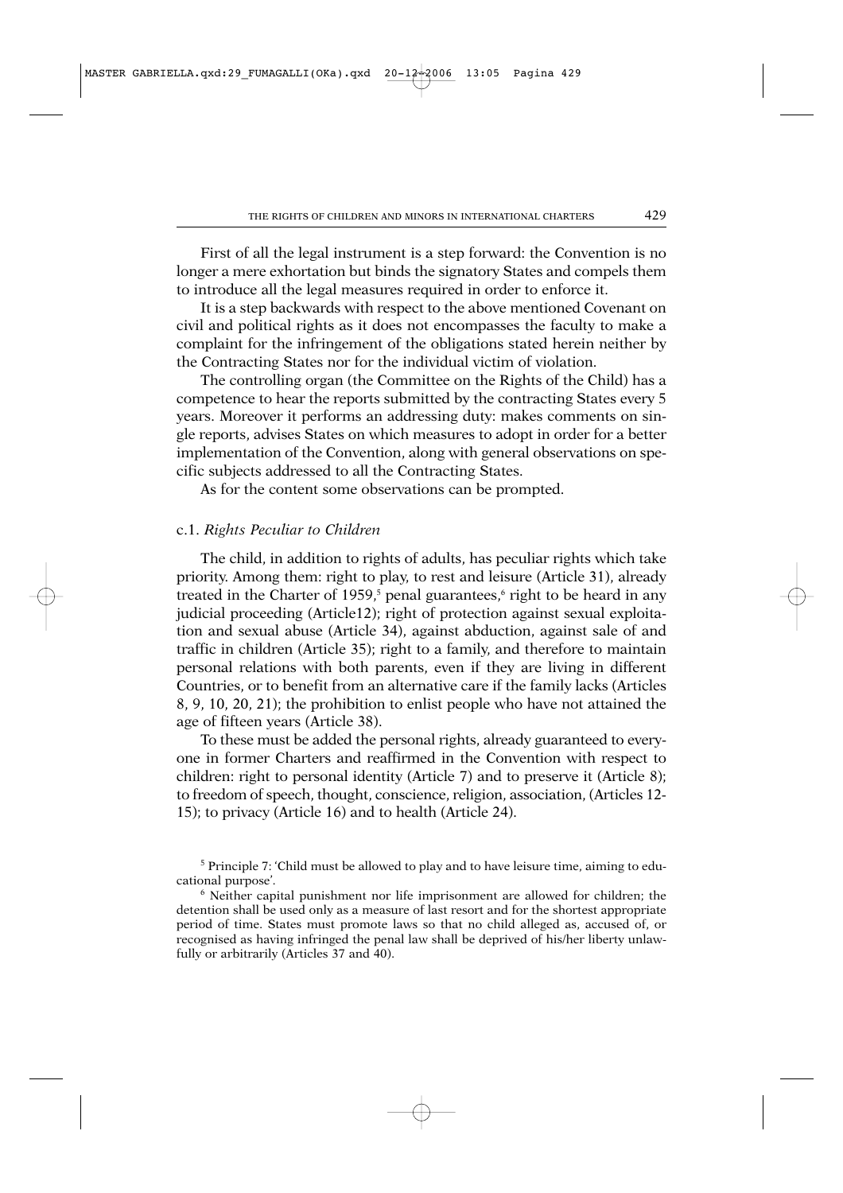First of all the legal instrument is a step forward: the Convention is no longer a mere exhortation but binds the signatory States and compels them to introduce all the legal measures required in order to enforce it.

It is a step backwards with respect to the above mentioned Covenant on civil and political rights as it does not encompasses the faculty to make a complaint for the infringement of the obligations stated herein neither by the Contracting States nor for the individual victim of violation.

The controlling organ (the Committee on the Rights of the Child) has a competence to hear the reports submitted by the contracting States every 5 years. Moreover it performs an addressing duty: makes comments on single reports, advises States on which measures to adopt in order for a better implementation of the Convention, along with general observations on specific subjects addressed to all the Contracting States.

As for the content some observations can be prompted.

### c.1. *Rights Peculiar to Children*

The child, in addition to rights of adults, has peculiar rights which take priority. Among them: right to play, to rest and leisure (Article 31), already treated in the Charter of 1959,[5] penal guarantees,[6] right to be heard in any judicial proceeding (Article12); right of protection against sexual exploitation and sexual abuse (Article 34), against abduction, against sale of and traffic in children (Article 35); right to a family, and therefore to maintain personal relations with both parents, even if they are living in different Countries, or to benefit from an alternative care if the family lacks (Articles 8, 9, 10, 20, 21); the prohibition to enlist people who have not attained the age of fifteen years (Article 38).

To these must be added the personal rights, already guaranteed to everyone in former Charters and reaffirmed in the Convention with respect to children: right to personal identity (Article 7) and to preserve it (Article 8); to freedom of speech, thought, conscience, religion, association, (Articles 12-15); to privacy (Article 16) and to health (Article 24).

---

[5] Principle 7: 'Child must be allowed to play and to have leisure time, aiming to educational purpose'.

[6] Neither capital punishment nor life imprisonment are allowed for children; the detention shall be used only as a measure of last resort and for the shortest appropriate period of time. States must promote laws so that no child alleged as, accused of, or recognised as having infringed the penal law shall be deprived of his/her liberty unlawfully or arbitrarily (Articles 37 and 40).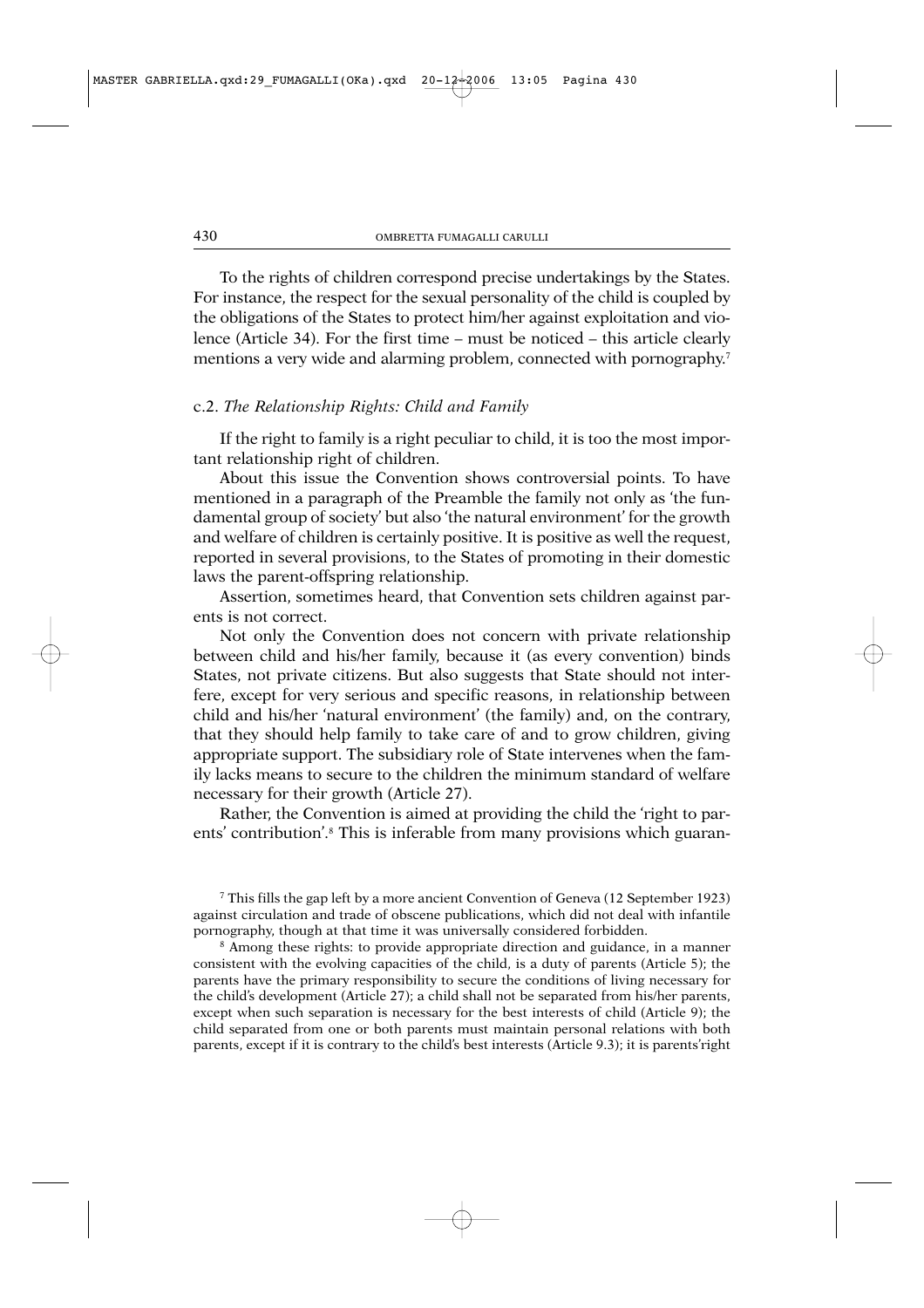To the rights of children correspond precise undertakings by the States. For instance, the respect for the sexual personality of the child is coupled by the obligations of the States to protect him/her against exploitation and violence (Article 34). For the first time – must be noticed – this article clearly mentions a very wide and alarming problem, connected with pornography.[7]

### c.2. *The Relationship Rights: Child and Family*

If the right to family is a right peculiar to child, it is too the most important relationship right of children.

About this issue the Convention shows controversial points. To have mentioned in a paragraph of the Preamble the family not only as 'the fundamental group of society' but also 'the natural environment' for the growth and welfare of children is certainly positive. It is positive as well the request, reported in several provisions, to the States of promoting in their domestic laws the parent-offspring relationship.

Assertion, sometimes heard, that Convention sets children against parents is not correct.

Not only the Convention does not concern with private relationship between child and his/her family, because it (as every convention) binds States, not private citizens. But also suggests that State should not interfere, except for very serious and specific reasons, in relationship between child and his/her 'natural environment' (the family) and, on the contrary, that they should help family to take care of and to grow children, giving appropriate support. The subsidiary role of State intervenes when the family lacks means to secure to the children the minimum standard of welfare necessary for their growth (Article 27).

Rather, the Convention is aimed at providing the child the 'right to parents' contribution'.[8] This is inferable from many provisions which guaran-

---

[7] This fills the gap left by a more ancient Convention of Geneva (12 September 1923) against circulation and trade of obscene publications, which did not deal with infantile pornography, though at that time it was universally considered forbidden.

[8] Among these rights: to provide appropriate direction and guidance, in a manner consistent with the evolving capacities of the child, is a duty of parents (Article 5); the parents have the primary responsibility to secure the conditions of living necessary for the child's development (Article 27); a child shall not be separated from his/her parents, except when such separation is necessary for the best interests of child (Article 9); the child separated from one or both parents must maintain personal relations with both parents, except if it is contrary to the child's best interests (Article 9.3); it is parents'right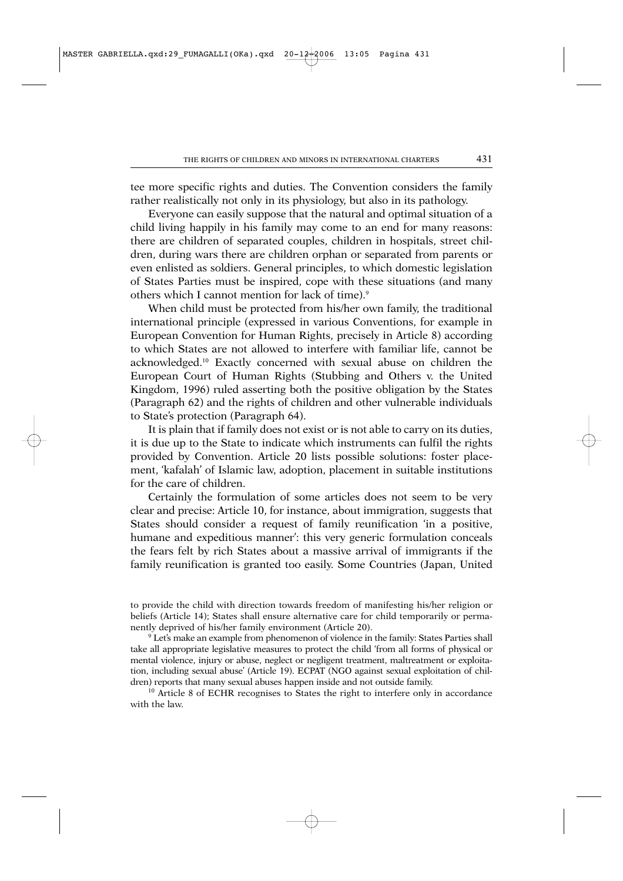tee more specific rights and duties. The Convention considers the family rather realistically not only in its physiology, but also in its pathology.

Everyone can easily suppose that the natural and optimal situation of a child living happily in his family may come to an end for many reasons: there are children of separated couples, children in hospitals, street children, during wars there are children orphan or separated from parents or even enlisted as soldiers. General principles, to which domestic legislation of States Parties must be inspired, cope with these situations (and many others which I cannot mention for lack of time).[9]

When child must be protected from his/her own family, the traditional international principle (expressed in various Conventions, for example in European Convention for Human Rights, precisely in Article 8) according to which States are not allowed to interfere with familiar life, cannot be acknowledged.[10] Exactly concerned with sexual abuse on children the European Court of Human Rights (Stubbing and Others v. the United Kingdom, 1996) ruled asserting both the positive obligation by the States (Paragraph 62) and the rights of children and other vulnerable individuals to State's protection (Paragraph 64).

It is plain that if family does not exist or is not able to carry on its duties, it is due up to the State to indicate which instruments can fulfil the rights provided by Convention. Article 20 lists possible solutions: foster placement, 'kafalah' of Islamic law, adoption, placement in suitable institutions for the care of children.

Certainly the formulation of some articles does not seem to be very clear and precise: Article 10, for instance, about immigration, suggests that States should consider a request of family reunification 'in a positive, humane and expeditious manner': this very generic formulation conceals the fears felt by rich States about a massive arrival of immigrants if the family reunification is granted too easily. Some Countries (Japan, United

to provide the child with direction towards freedom of manifesting his/her religion or beliefs (Article 14); States shall ensure alternative care for child temporarily or permanently deprived of his/her family environment (Article 20).

[9] Let's make an example from phenomenon of violence in the family: States Parties shall take all appropriate legislative measures to protect the child 'from all forms of physical or mental violence, injury or abuse, neglect or negligent treatment, maltreatment or exploitation, including sexual abuse' (Article 19). ECPAT (NGO against sexual exploitation of children) reports that many sexual abuses happen inside and not outside family.

[10] Article 8 of ECHR recognises to States the right to interfere only in accordance with the law.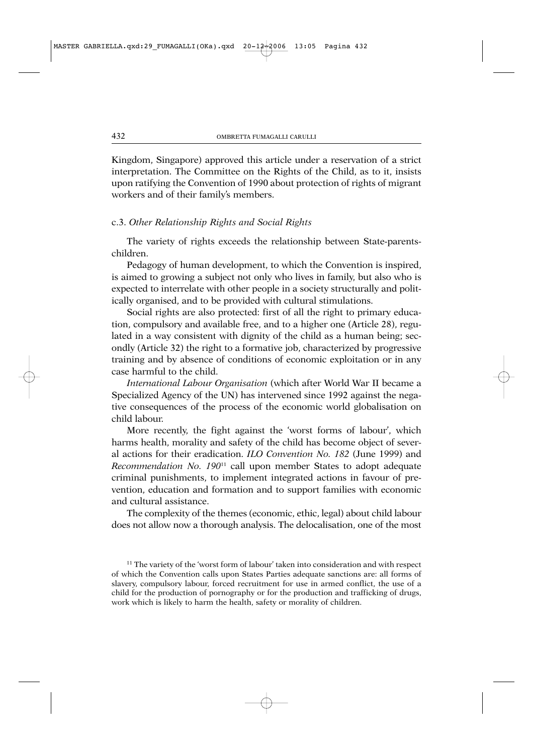Kingdom, Singapore) approved this article under a reservation of a strict interpretation. The Committee on the Rights of the Child, as to it, insists upon ratifying the Convention of 1990 about protection of rights of migrant workers and of their family's members.

### c.3. *Other Relationship Rights and Social Rights*

The variety of rights exceeds the relationship between State-parents-children.

Pedagogy of human development, to which the Convention is inspired, is aimed to growing a subject not only who lives in family, but also who is expected to interrelate with other people in a society structurally and politically organised, and to be provided with cultural stimulations.

Social rights are also protected: first of all the right to primary education, compulsory and available free, and to a higher one (Article 28), regulated in a way consistent with dignity of the child as a human being; secondly (Article 32) the right to a formative job, characterized by progressive training and by absence of conditions of economic exploitation or in any case harmful to the child.

*International Labour Organisation* (which after World War II became a Specialized Agency of the UN) has intervened since 1992 against the negative consequences of the process of the economic world globalisation on child labour.

More recently, the fight against the 'worst forms of labour', which harms health, morality and safety of the child has become object of several actions for their eradication. *ILO Convention No. 182* (June 1999) and *Recommendation No. 190*[11] call upon member States to adopt adequate criminal punishments, to implement integrated actions in favour of prevention, education and formation and to support families with economic and cultural assistance.

The complexity of the themes (economic, ethic, legal) about child labour does not allow now a thorough analysis. The delocalisation, one of the most

[11] The variety of the 'worst form of labour' taken into consideration and with respect of which the Convention calls upon States Parties adequate sanctions are: all forms of slavery, compulsory labour, forced recruitment for use in armed conflict, the use of a child for the production of pornography or for the production and trafficking of drugs, work which is likely to harm the health, safety or morality of children.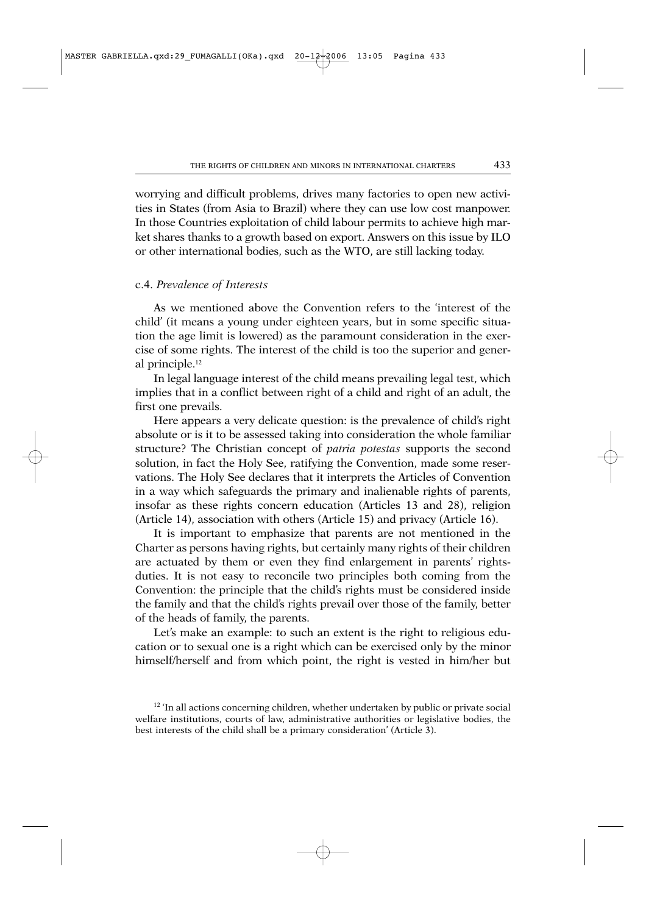worrying and difficult problems, drives many factories to open new activities in States (from Asia to Brazil) where they can use low cost manpower. In those Countries exploitation of child labour permits to achieve high market shares thanks to a growth based on export. Answers on this issue by ILO or other international bodies, such as the WTO, are still lacking today.

### c.4. *Prevalence of Interests*

As we mentioned above the Convention refers to the 'interest of the child' (it means a young under eighteen years, but in some specific situation the age limit is lowered) as the paramount consideration in the exercise of some rights. The interest of the child is too the superior and general principle.[12]

In legal language interest of the child means prevailing legal test, which implies that in a conflict between right of a child and right of an adult, the first one prevails.

Here appears a very delicate question: is the prevalence of child's right absolute or is it to be assessed taking into consideration the whole familiar structure? The Christian concept of *patria potestas* supports the second solution, in fact the Holy See, ratifying the Convention, made some reservations. The Holy See declares that it interprets the Articles of Convention in a way which safeguards the primary and inalienable rights of parents, insofar as these rights concern education (Articles 13 and 28), religion (Article 14), association with others (Article 15) and privacy (Article 16).

It is important to emphasize that parents are not mentioned in the Charter as persons having rights, but certainly many rights of their children are actuated by them or even they find enlargement in parents' rights-duties. It is not easy to reconcile two principles both coming from the Convention: the principle that the child's rights must be considered inside the family and that the child's rights prevail over those of the family, better of the heads of family, the parents.

Let's make an example: to such an extent is the right to religious education or to sexual one is a right which can be exercised only by the minor himself/herself and from which point, the right is vested in him/her but

[12] 'In all actions concerning children, whether undertaken by public or private social welfare institutions, courts of law, administrative authorities or legislative bodies, the best interests of the child shall be a primary consideration' (Article 3).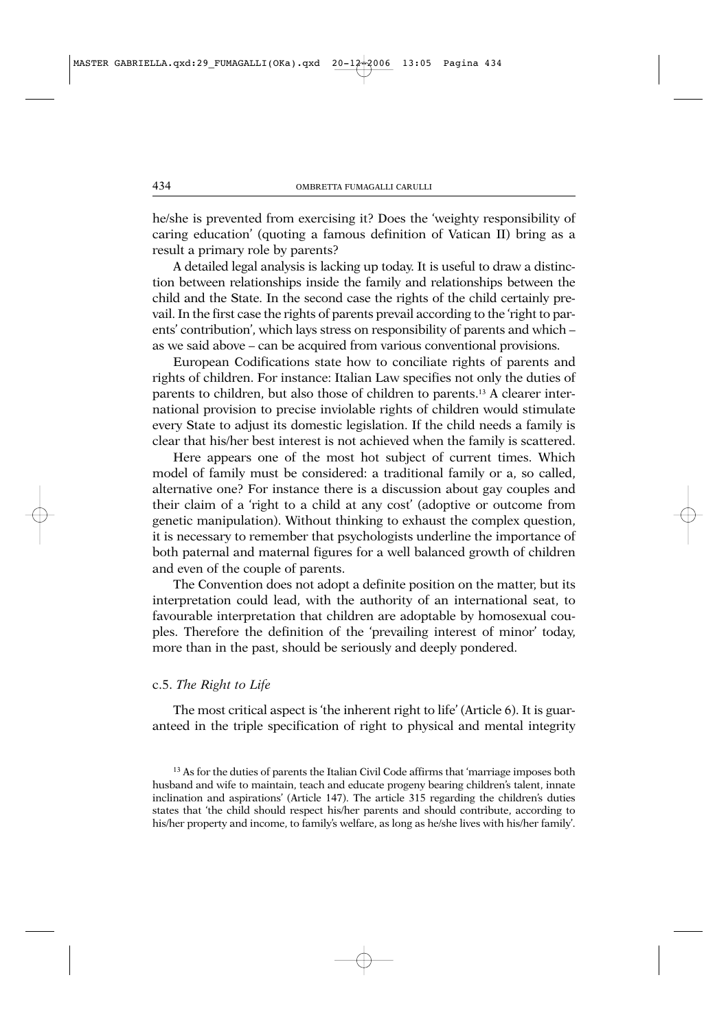he/she is prevented from exercising it? Does the 'weighty responsibility of caring education' (quoting a famous definition of Vatican II) bring as a result a primary role by parents?

A detailed legal analysis is lacking up today. It is useful to draw a distinction between relationships inside the family and relationships between the child and the State. In the second case the rights of the child certainly prevail. In the first case the rights of parents prevail according to the 'right to parents' contribution', which lays stress on responsibility of parents and which – as we said above – can be acquired from various conventional provisions.

European Codifications state how to conciliate rights of parents and rights of children. For instance: Italian Law specifies not only the duties of parents to children, but also those of children to parents.[13] A clearer international provision to precise inviolable rights of children would stimulate every State to adjust its domestic legislation. If the child needs a family is clear that his/her best interest is not achieved when the family is scattered.

Here appears one of the most hot subject of current times. Which model of family must be considered: a traditional family or a, so called, alternative one? For instance there is a discussion about gay couples and their claim of a 'right to a child at any cost' (adoptive or outcome from genetic manipulation). Without thinking to exhaust the complex question, it is necessary to remember that psychologists underline the importance of both paternal and maternal figures for a well balanced growth of children and even of the couple of parents.

The Convention does not adopt a definite position on the matter, but its interpretation could lead, with the authority of an international seat, to favourable interpretation that children are adoptable by homosexual couples. Therefore the definition of the 'prevailing interest of minor' today, more than in the past, should be seriously and deeply pondered.

### c.5. *The Right to Life*

The most critical aspect is 'the inherent right to life' (Article 6). It is guaranteed in the triple specification of right to physical and mental integrity

[13] As for the duties of parents the Italian Civil Code affirms that 'marriage imposes both husband and wife to maintain, teach and educate progeny bearing children's talent, innate inclination and aspirations' (Article 147). The article 315 regarding the children's duties states that 'the child should respect his/her parents and should contribute, according to his/her property and income, to family's welfare, as long as he/she lives with his/her family'.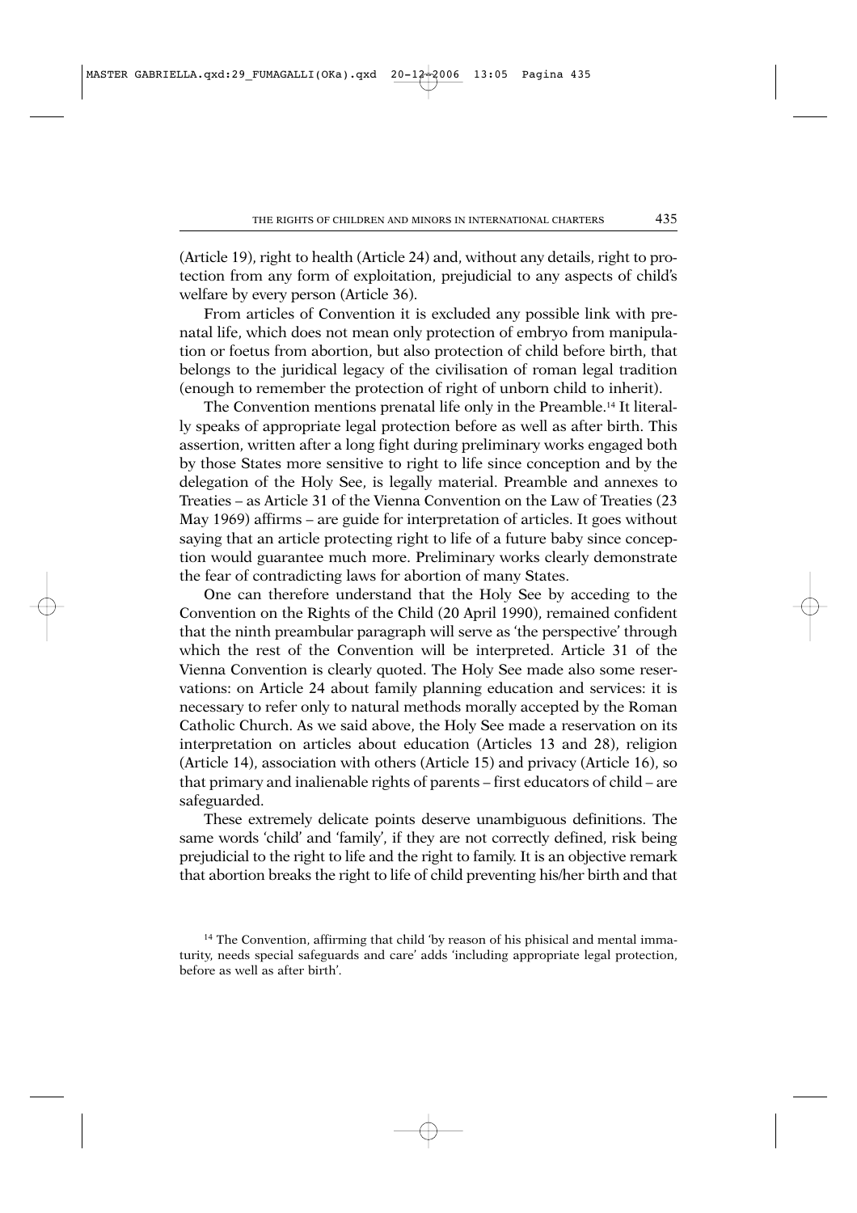(Article 19), right to health (Article 24) and, without any details, right to protection from any form of exploitation, prejudicial to any aspects of child's welfare by every person (Article 36).

From articles of Convention it is excluded any possible link with prenatal life, which does not mean only protection of embryo from manipulation or foetus from abortion, but also protection of child before birth, that belongs to the juridical legacy of the civilisation of roman legal tradition (enough to remember the protection of right of unborn child to inherit).

The Convention mentions prenatal life only in the Preamble.[14] It literally speaks of appropriate legal protection before as well as after birth. This assertion, written after a long fight during preliminary works engaged both by those States more sensitive to right to life since conception and by the delegation of the Holy See, is legally material. Preamble and annexes to Treaties – as Article 31 of the Vienna Convention on the Law of Treaties (23 May 1969) affirms – are guide for interpretation of articles. It goes without saying that an article protecting right to life of a future baby since conception would guarantee much more. Preliminary works clearly demonstrate the fear of contradicting laws for abortion of many States.

One can therefore understand that the Holy See by acceding to the Convention on the Rights of the Child (20 April 1990), remained confident that the ninth preambular paragraph will serve as 'the perspective' through which the rest of the Convention will be interpreted. Article 31 of the Vienna Convention is clearly quoted. The Holy See made also some reservations: on Article 24 about family planning education and services: it is necessary to refer only to natural methods morally accepted by the Roman Catholic Church. As we said above, the Holy See made a reservation on its interpretation on articles about education (Articles 13 and 28), religion (Article 14), association with others (Article 15) and privacy (Article 16), so that primary and inalienable rights of parents – first educators of child – are safeguarded.

These extremely delicate points deserve unambiguous definitions. The same words 'child' and 'family', if they are not correctly defined, risk being prejudicial to the right to life and the right to family. It is an objective remark that abortion breaks the right to life of child preventing his/her birth and that

[14] The Convention, affirming that child 'by reason of his phisical and mental immaturity, needs special safeguards and care' adds 'including appropriate legal protection, before as well as after birth'.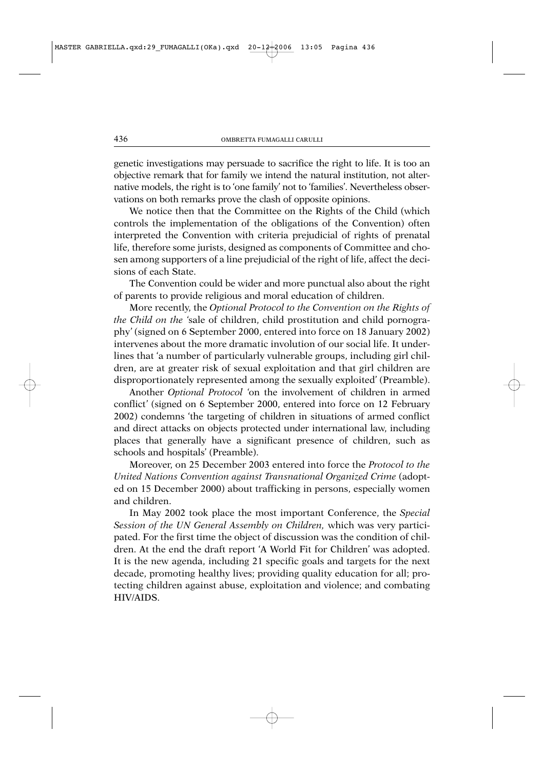genetic investigations may persuade to sacrifice the right to life. It is too an objective remark that for family we intend the natural institution, not alternative models, the right is to 'one family' not to 'families'. Nevertheless observations on both remarks prove the clash of opposite opinions.

We notice then that the Committee on the Rights of the Child (which controls the implementation of the obligations of the Convention) often interpreted the Convention with criteria prejudicial of rights of prenatal life, therefore some jurists, designed as components of Committee and chosen among supporters of a line prejudicial of the right of life, affect the decisions of each State.

The Convention could be wider and more punctual also about the right of parents to provide religious and moral education of children.

More recently, the *Optional Protocol to the Convention on the Rights of the Child on the* 'sale of children, child prostitution and child pornography' (signed on 6 September 2000, entered into force on 18 January 2002) intervenes about the more dramatic involution of our social life. It underlines that 'a number of particularly vulnerable groups, including girl children, are at greater risk of sexual exploitation and that girl children are disproportionately represented among the sexually exploited' (Preamble).

Another *Optional Protocol* 'on the involvement of children in armed conflict' (signed on 6 September 2000, entered into force on 12 February 2002) condemns 'the targeting of children in situations of armed conflict and direct attacks on objects protected under international law, including places that generally have a significant presence of children, such as schools and hospitals' (Preamble).

Moreover, on 25 December 2003 entered into force the *Protocol to the United Nations Convention against Transnational Organized Crime* (adopted on 15 December 2000) about trafficking in persons, especially women and children.

In May 2002 took place the most important Conference, the *Special Session of the UN General Assembly on Children,* which was very participated. For the first time the object of discussion was the condition of children. At the end the draft report 'A World Fit for Children' was adopted. It is the new agenda, including 21 specific goals and targets for the next decade, promoting healthy lives; providing quality education for all; protecting children against abuse, exploitation and violence; and combating HIV/AIDS.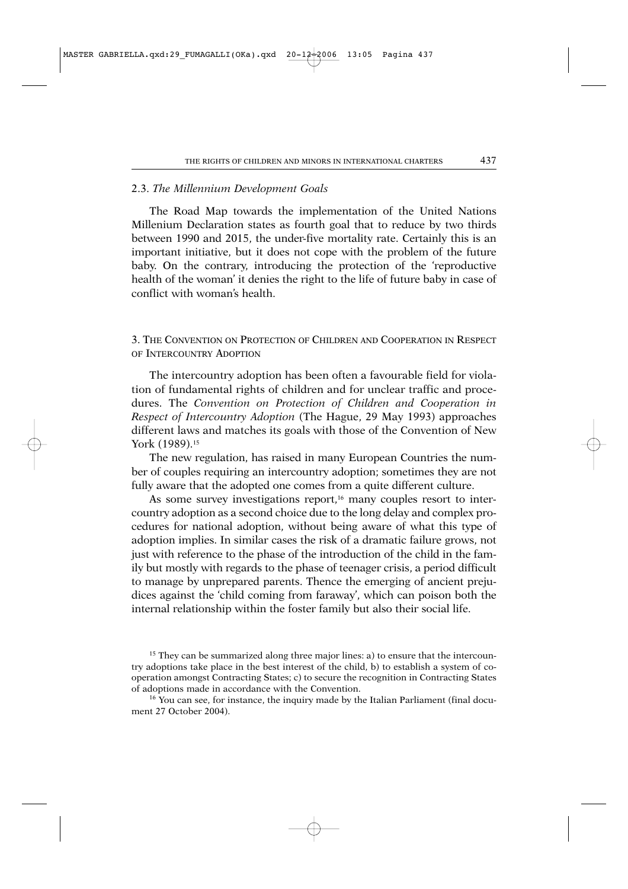### 2.3. *The Millennium Development Goals*

The Road Map towards the implementation of the United Nations Millenium Declaration states as fourth goal that to reduce by two thirds between 1990 and 2015, the under-five mortality rate. Certainly this is an important initiative, but it does not cope with the problem of the future baby. On the contrary, introducing the protection of the 'reproductive health of the woman' it denies the right to the life of future baby in case of conflict with woman's health.

## 3. The Convention on Protection of Children and Cooperation in Respect of Intercountry Adoption

The intercountry adoption has been often a favourable field for violation of fundamental rights of children and for unclear traffic and procedures. The *Convention on Protection of Children and Cooperation in Respect of Intercountry Adoption* (The Hague, 29 May 1993) approaches different laws and matches its goals with those of the Convention of New York (1989).[15]

The new regulation, has raised in many European Countries the number of couples requiring an intercountry adoption; sometimes they are not fully aware that the adopted one comes from a quite different culture.

As some survey investigations report,[16] many couples resort to intercountry adoption as a second choice due to the long delay and complex procedures for national adoption, without being aware of what this type of adoption implies. In similar cases the risk of a dramatic failure grows, not just with reference to the phase of the introduction of the child in the family but mostly with regards to the phase of teenager crisis, a period difficult to manage by unprepared parents. Thence the emerging of ancient prejudices against the 'child coming from faraway', which can poison both the internal relationship within the foster family but also their social life.

[15] They can be summarized along three major lines: a) to ensure that the intercountry adoptions take place in the best interest of the child, b) to establish a system of cooperation amongst Contracting States; c) to secure the recognition in Contracting States of adoptions made in accordance with the Convention.

[16] You can see, for instance, the inquiry made by the Italian Parliament (final document 27 October 2004).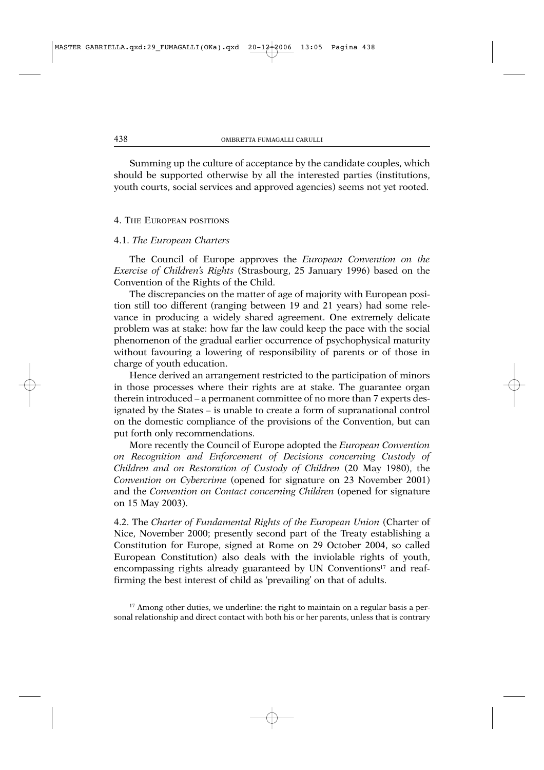Summing up the culture of acceptance by the candidate couples, which should be supported otherwise by all the interested parties (institutions, youth courts, social services and approved agencies) seems not yet rooted.

## 4. The European positions

### 4.1. *The European Charters*

The Council of Europe approves the *European Convention on the Exercise of Children's Rights* (Strasbourg, 25 January 1996) based on the Convention of the Rights of the Child.

The discrepancies on the matter of age of majority with European position still too different (ranging between 19 and 21 years) had some relevance in producing a widely shared agreement. One extremely delicate problem was at stake: how far the law could keep the pace with the social phenomenon of the gradual earlier occurrence of psychophysical maturity without favouring a lowering of responsibility of parents or of those in charge of youth education.

Hence derived an arrangement restricted to the participation of minors in those processes where their rights are at stake. The guarantee organ therein introduced – a permanent committee of no more than 7 experts designated by the States – is unable to create a form of supranational control on the domestic compliance of the provisions of the Convention, but can put forth only recommendations.

More recently the Council of Europe adopted the *European Convention on Recognition and Enforcement of Decisions concerning Custody of Children and on Restoration of Custody of Children* (20 May 1980), the *Convention on Cybercrime* (opened for signature on 23 November 2001) and the *Convention on Contact concerning Children* (opened for signature on 15 May 2003).

4.2. The *Charter of Fundamental Rights of the European Union* (Charter of Nice, November 2000; presently second part of the Treaty establishing a Constitution for Europe, signed at Rome on 29 October 2004, so called European Constitution) also deals with the inviolable rights of youth, encompassing rights already guaranteed by UN Conventions[17] and reaffirming the best interest of child as 'prevailing' on that of adults.

[17] Among other duties, we underline: the right to maintain on a regular basis a personal relationship and direct contact with both his or her parents, unless that is contrary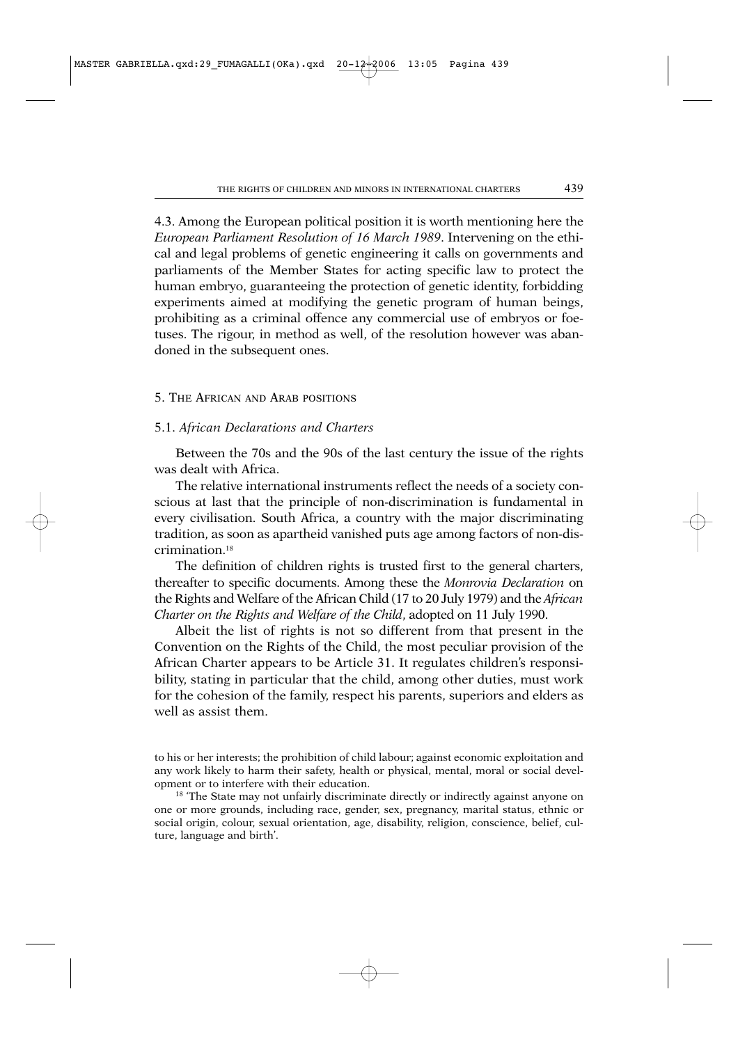4.3. Among the European political position it is worth mentioning here the *European Parliament Resolution of 16 March 1989*. Intervening on the ethical and legal problems of genetic engineering it calls on governments and parliaments of the Member States for acting specific law to protect the human embryo, guaranteeing the protection of genetic identity, forbidding experiments aimed at modifying the genetic program of human beings, prohibiting as a criminal offence any commercial use of embryos or foetuses. The rigour, in method as well, of the resolution however was abandoned in the subsequent ones.

## 5. The African and Arab positions

### 5.1. *African Declarations and Charters*

Between the 70s and the 90s of the last century the issue of the rights was dealt with Africa.

The relative international instruments reflect the needs of a society conscious at last that the principle of non-discrimination is fundamental in every civilisation. South Africa, a country with the major discriminating tradition, as soon as apartheid vanished puts age among factors of non-discrimination.[18]

The definition of children rights is trusted first to the general charters, thereafter to specific documents. Among these the *Monrovia Declaration* on the Rights and Welfare of the African Child (17 to 20 July 1979) and the *African Charter on the Rights and Welfare of the Child*, adopted on 11 July 1990.

Albeit the list of rights is not so different from that present in the Convention on the Rights of the Child, the most peculiar provision of the African Charter appears to be Article 31. It regulates children's responsibility, stating in particular that the child, among other duties, must work for the cohesion of the family, respect his parents, superiors and elders as well as assist them.

---

to his or her interests; the prohibition of child labour; against economic exploitation and any work likely to harm their safety, health or physical, mental, moral or social development or to interfere with their education.

[18] 'The State may not unfairly discriminate directly or indirectly against anyone on one or more grounds, including race, gender, sex, pregnancy, marital status, ethnic or social origin, colour, sexual orientation, age, disability, religion, conscience, belief, culture, language and birth'.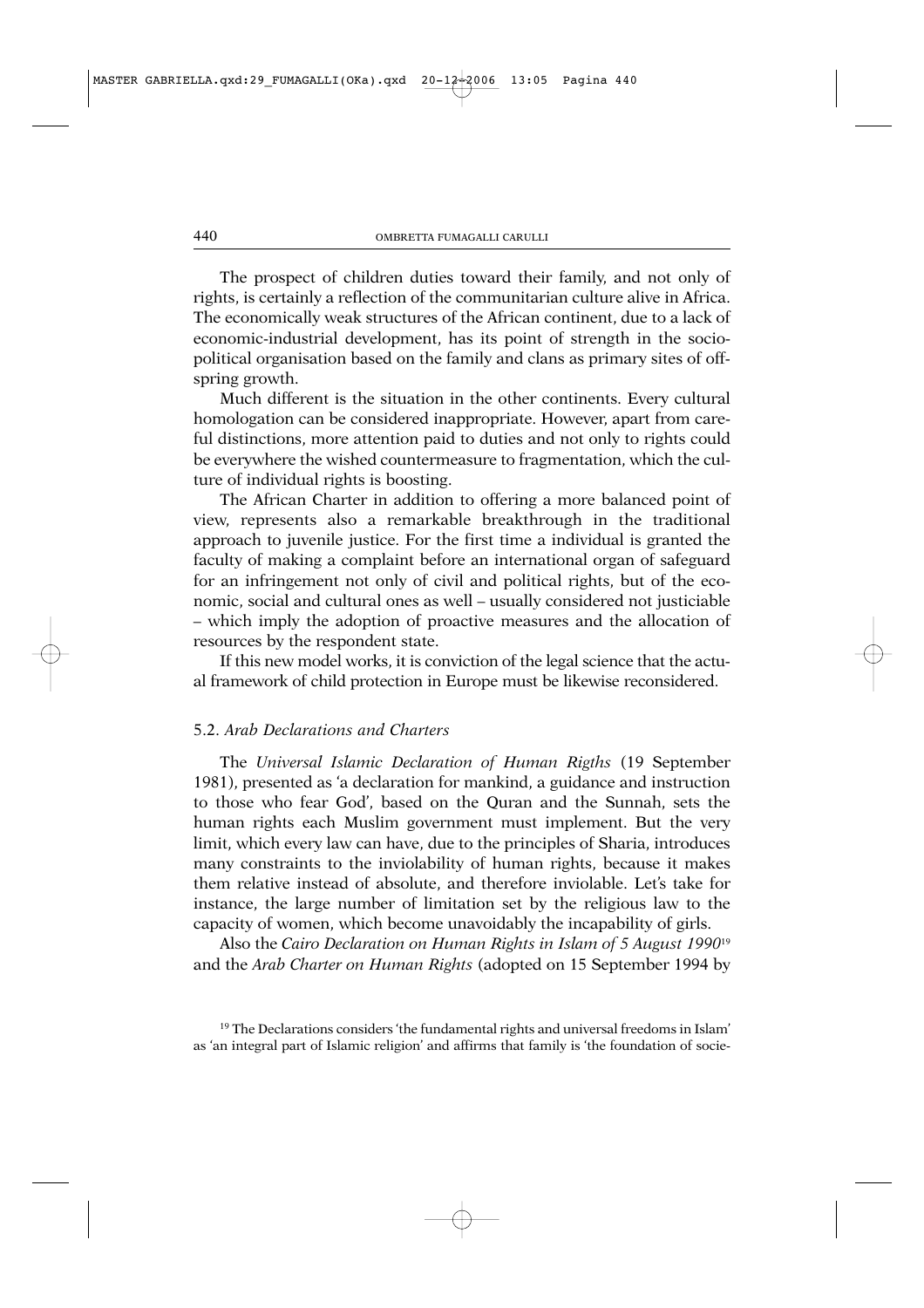The prospect of children duties toward their family, and not only of rights, is certainly a reflection of the communitarian culture alive in Africa. The economically weak structures of the African continent, due to a lack of economic-industrial development, has its point of strength in the sociopolitical organisation based on the family and clans as primary sites of offspring growth.

Much different is the situation in the other continents. Every cultural homologation can be considered inappropriate. However, apart from careful distinctions, more attention paid to duties and not only to rights could be everywhere the wished countermeasure to fragmentation, which the culture of individual rights is boosting.

The African Charter in addition to offering a more balanced point of view, represents also a remarkable breakthrough in the traditional approach to juvenile justice. For the first time a individual is granted the faculty of making a complaint before an international organ of safeguard for an infringement not only of civil and political rights, but of the economic, social and cultural ones as well – usually considered not justiciable – which imply the adoption of proactive measures and the allocation of resources by the respondent state.

If this new model works, it is conviction of the legal science that the actual framework of child protection in Europe must be likewise reconsidered.

### 5.2. *Arab Declarations and Charters*

The *Universal Islamic Declaration of Human Rigths* (19 September 1981), presented as 'a declaration for mankind, a guidance and instruction to those who fear God', based on the Quran and the Sunnah, sets the human rights each Muslim government must implement. But the very limit, which every law can have, due to the principles of Sharia, introduces many constraints to the inviolability of human rights, because it makes them relative instead of absolute, and therefore inviolable. Let's take for instance, the large number of limitation set by the religious law to the capacity of women, which become unavoidably the incapability of girls.

Also the *Cairo Declaration on Human Rights in Islam of 5 August 1990*[19] and the *Arab Charter on Human Rights* (adopted on 15 September 1994 by

[19] The Declarations considers 'the fundamental rights and universal freedoms in Islam' as 'an integral part of Islamic religion' and affirms that family is 'the foundation of socie-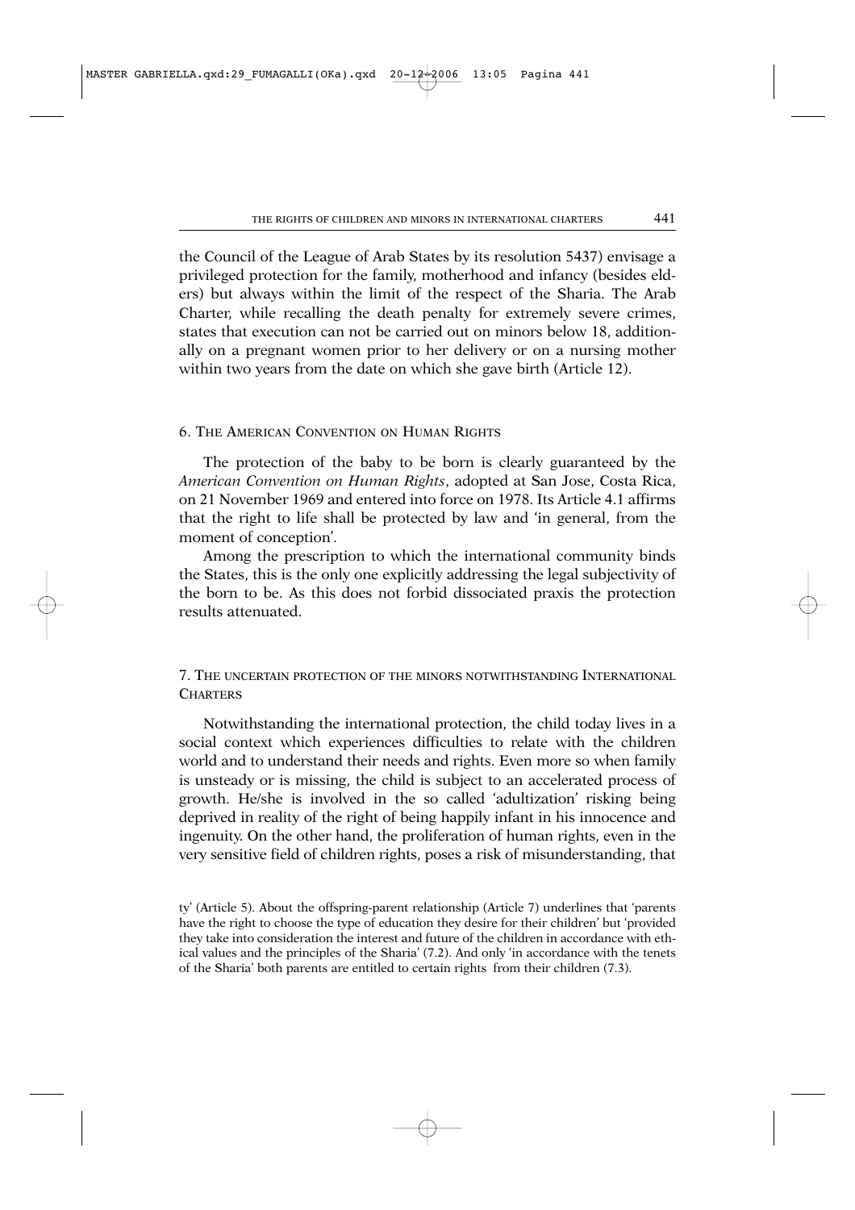the Council of the League of Arab States by its resolution 5437) envisage a privileged protection for the family, motherhood and infancy (besides elders) but always within the limit of the respect of the Sharia. The Arab Charter, while recalling the death penalty for extremely severe crimes, states that execution can not be carried out on minors below 18, additionally on a pregnant women prior to her delivery or on a nursing mother within two years from the date on which she gave birth (Article 12).

## 6. The American Convention on Human Rights

The protection of the baby to be born is clearly guaranteed by the *American Convention on Human Rights*, adopted at San Jose, Costa Rica, on 21 November 1969 and entered into force on 1978. Its Article 4.1 affirms that the right to life shall be protected by law and 'in general, from the moment of conception'.

Among the prescription to which the international community binds the States, this is the only one explicitly addressing the legal subjectivity of the born to be. As this does not forbid dissociated praxis the protection results attenuated.

## 7. The uncertain protection of the minors notwithstanding International Charters

Notwithstanding the international protection, the child today lives in a social context which experiences difficulties to relate with the children world and to understand their needs and rights. Even more so when family is unsteady or is missing, the child is subject to an accelerated process of growth. He/she is involved in the so called 'adultization' risking being deprived in reality of the right of being happily infant in his innocence and ingenuity. On the other hand, the proliferation of human rights, even in the very sensitive field of children rights, poses a risk of misunderstanding, that

ty' (Article 5). About the offspring-parent relationship (Article 7) underlines that 'parents have the right to choose the type of education they desire for their children' but 'provided they take into consideration the interest and future of the children in accordance with ethical values and the principles of the Sharia' (7.2). And only 'in accordance with the tenets of the Sharia' both parents are entitled to certain rights from their children (7.3).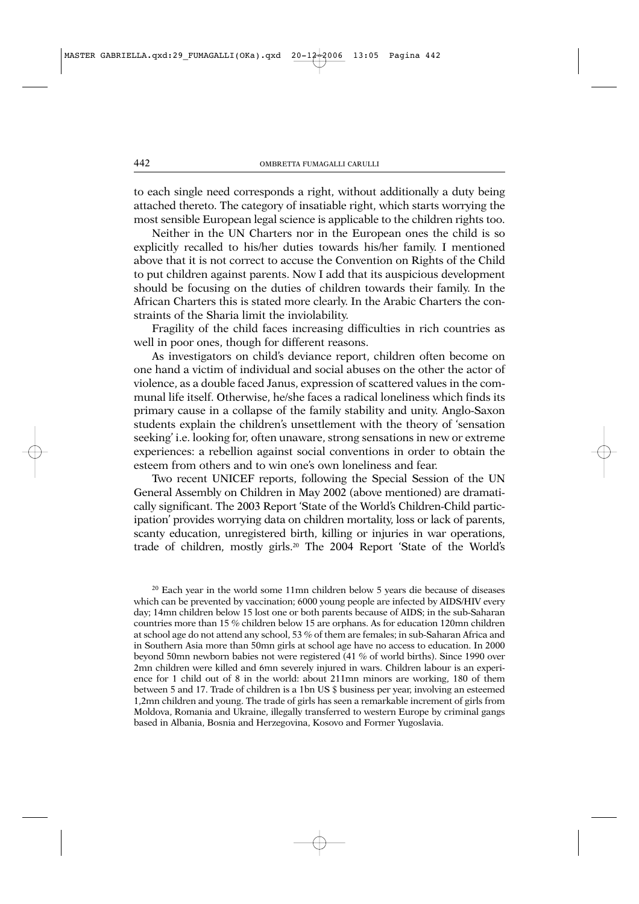to each single need corresponds a right, without additionally a duty being attached thereto. The category of insatiable right, which starts worrying the most sensible European legal science is applicable to the children rights too.

Neither in the UN Charters nor in the European ones the child is so explicitly recalled to his/her duties towards his/her family. I mentioned above that it is not correct to accuse the Convention on Rights of the Child to put children against parents. Now I add that its auspicious development should be focusing on the duties of children towards their family. In the African Charters this is stated more clearly. In the Arabic Charters the constraints of the Sharia limit the inviolability.

Fragility of the child faces increasing difficulties in rich countries as well in poor ones, though for different reasons.

As investigators on child's deviance report, children often become on one hand a victim of individual and social abuses on the other the actor of violence, as a double faced Janus, expression of scattered values in the communal life itself. Otherwise, he/she faces a radical loneliness which finds its primary cause in a collapse of the family stability and unity. Anglo-Saxon students explain the children's unsettlement with the theory of 'sensation seeking' i.e. looking for, often unaware, strong sensations in new or extreme experiences: a rebellion against social conventions in order to obtain the esteem from others and to win one's own loneliness and fear.

Two recent UNICEF reports, following the Special Session of the UN General Assembly on Children in May 2002 (above mentioned) are dramatically significant. The 2003 Report 'State of the World's Children-Child participation' provides worrying data on children mortality, loss or lack of parents, scanty education, unregistered birth, killing or injuries in war operations, trade of children, mostly girls.[20] The 2004 Report 'State of the World's

[20] Each year in the world some 11mn children below 5 years die because of diseases which can be prevented by vaccination; 6000 young people are infected by AIDS/HIV every day; 14mn children below 15 lost one or both parents because of AIDS; in the sub-Saharan countries more than 15 % children below 15 are orphans. As for education 120mn children at school age do not attend any school, 53 % of them are females; in sub-Saharan Africa and in Southern Asia more than 50mn girls at school age have no access to education. In 2000 beyond 50mn newborn babies not were registered (41 % of world births). Since 1990 over 2mn children were killed and 6mn severely injured in wars. Children labour is an experience for 1 child out of 8 in the world: about 211mn minors are working, 180 of them between 5 and 17. Trade of children is a 1bn US $ business per year, involving an esteemed 1,2mn children and young. The trade of girls has seen a remarkable increment of girls from Moldova, Romania and Ukraine, illegally transferred to western Europe by criminal gangs based in Albania, Bosnia and Herzegovina, Kosovo and Former Yugoslavia.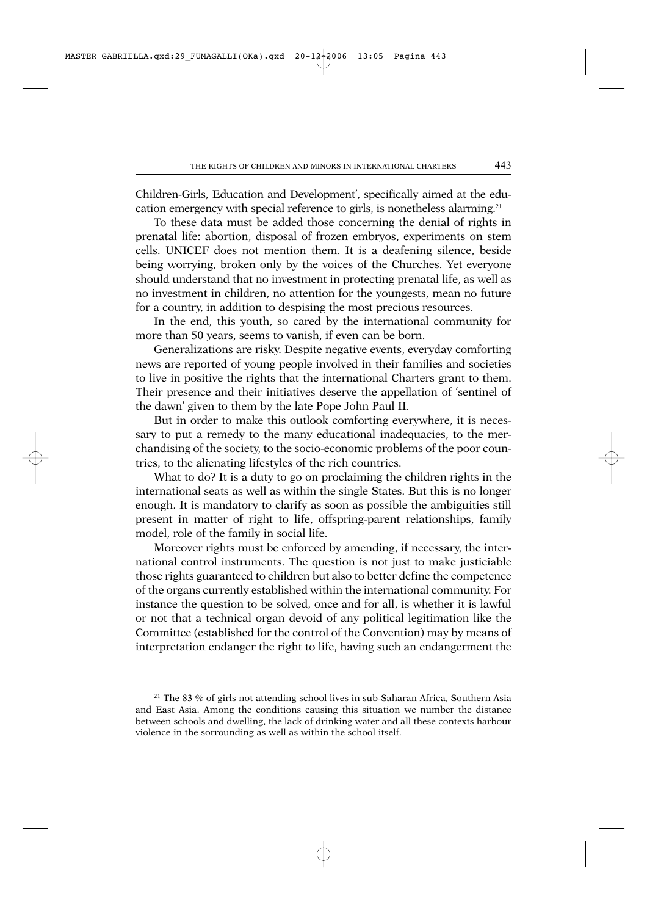Children-Girls, Education and Development', specifically aimed at the education emergency with special reference to girls, is nonetheless alarming.[21]

To these data must be added those concerning the denial of rights in prenatal life: abortion, disposal of frozen embryos, experiments on stem cells. UNICEF does not mention them. It is a deafening silence, beside being worrying, broken only by the voices of the Churches. Yet everyone should understand that no investment in protecting prenatal life, as well as no investment in children, no attention for the youngests, mean no future for a country, in addition to despising the most precious resources.

In the end, this youth, so cared by the international community for more than 50 years, seems to vanish, if even can be born.

Generalizations are risky. Despite negative events, everyday comforting news are reported of young people involved in their families and societies to live in positive the rights that the international Charters grant to them. Their presence and their initiatives deserve the appellation of 'sentinel of the dawn' given to them by the late Pope John Paul II.

But in order to make this outlook comforting everywhere, it is necessary to put a remedy to the many educational inadequacies, to the merchandising of the society, to the socio-economic problems of the poor countries, to the alienating lifestyles of the rich countries.

What to do? It is a duty to go on proclaiming the children rights in the international seats as well as within the single States. But this is no longer enough. It is mandatory to clarify as soon as possible the ambiguities still present in matter of right to life, offspring-parent relationships, family model, role of the family in social life.

Moreover rights must be enforced by amending, if necessary, the international control instruments. The question is not just to make justiciable those rights guaranteed to children but also to better define the competence of the organs currently established within the international community. For instance the question to be solved, once and for all, is whether it is lawful or not that a technical organ devoid of any political legitimation like the Committee (established for the control of the Convention) may by means of interpretation endanger the right to life, having such an endangerment the

[21] The 83 % of girls not attending school lives in sub-Saharan Africa, Southern Asia and East Asia. Among the conditions causing this situation we number the distance between schools and dwelling, the lack of drinking water and all these contexts harbour violence in the sorrounding as well as within the school itself.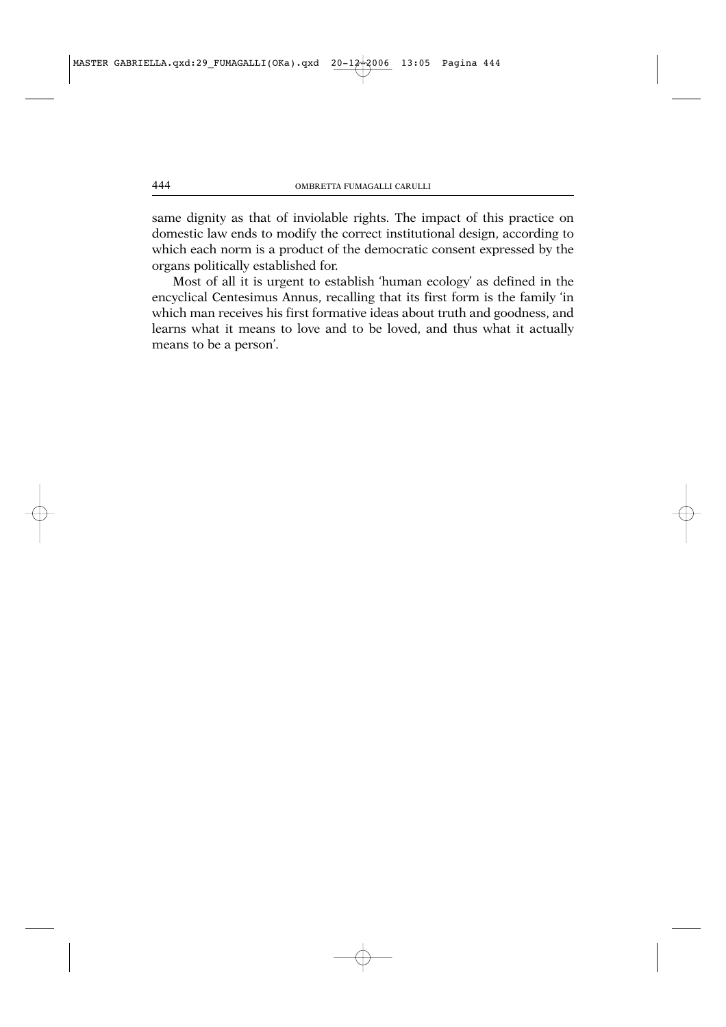same dignity as that of inviolable rights. The impact of this practice on domestic law ends to modify the correct institutional design, according to which each norm is a product of the democratic consent expressed by the organs politically established for.

Most of all it is urgent to establish 'human ecology' as defined in the encyclical Centesimus Annus, recalling that its first form is the family 'in which man receives his first formative ideas about truth and goodness, and learns what it means to love and to be loved, and thus what it actually means to be a person'.